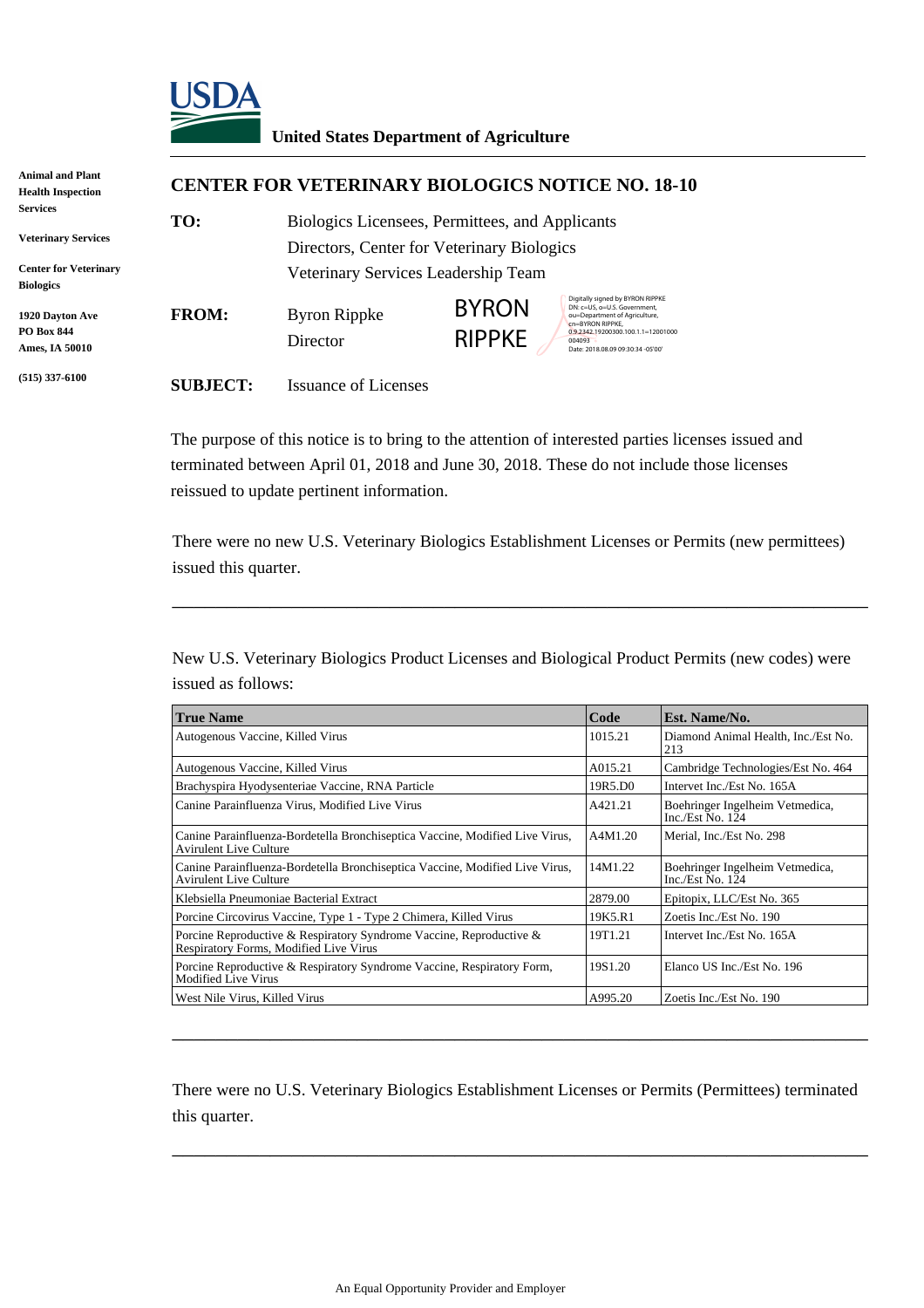**United States Department of Agriculture**

**Animal and Plant Health Inspection Services**

**Veterinary Services**

**Center for Veterinary Biologics**

**1920 Dayton Ave**
**PO Box 844**
**Ames, IA 50010**

**(515) 337-6100**

# CENTER FOR VETERINARY BIOLOGICS NOTICE NO. 18-10

**TO:** Biologics Licensees, Permittees, and Applicants
Directors, Center for Veterinary Biologics
Veterinary Services Leadership Team

**FROM:** Byron Rippke
Director

BYRON RIPPKE

Digitally signed by BYRON RIPPKE
DN: c=US, o=U.S. Government, ou=Department of Agriculture, cn=BYRON RIPPKE, 0.9.2342.19200300.100.1.1=12001000004093
Date: 2018.08.09 09:30:34 -05'00'

**SUBJECT:** Issuance of Licenses

The purpose of this notice is to bring to the attention of interested parties licenses issued and terminated between April 01, 2018 and June 30, 2018. These do not include those licenses reissued to update pertinent information.

There were no new U.S. Veterinary Biologics Establishment Licenses or Permits (new permittees) issued this quarter.

---

New U.S. Veterinary Biologics Product Licenses and Biological Product Permits (new codes) were issued as follows:

| True Name | Code | Est. Name/No. |
|---|---|---|
| Autogenous Vaccine, Killed Virus | 1015.21 | Diamond Animal Health, Inc./Est No. 213 |
| Autogenous Vaccine, Killed Virus | A015.21 | Cambridge Technologies/Est No. 464 |
| Brachyspira Hyodysenteriae Vaccine, RNA Particle | 19R5.D0 | Intervet Inc./Est No. 165A |
| Canine Parainfluenza Virus, Modified Live Virus | A421.21 | Boehringer Ingelheim Vetmedica, Inc./Est No. 124 |
| Canine Parainfluenza-Bordetella Bronchiseptica Vaccine, Modified Live Virus, Avirulent Live Culture | A4M1.20 | Merial, Inc./Est No. 298 |
| Canine Parainfluenza-Bordetella Bronchiseptica Vaccine, Modified Live Virus, Avirulent Live Culture | 14M1.22 | Boehringer Ingelheim Vetmedica, Inc./Est No. 124 |
| Klebsiella Pneumoniae Bacterial Extract | 2879.00 | Epitopix, LLC/Est No. 365 |
| Porcine Circovirus Vaccine, Type 1 - Type 2 Chimera, Killed Virus | 19K5.R1 | Zoetis Inc./Est No. 190 |
| Porcine Reproductive & Respiratory Syndrome Vaccine, Reproductive & Respiratory Forms, Modified Live Virus | 19T1.21 | Intervet Inc./Est No. 165A |
| Porcine Reproductive & Respiratory Syndrome Vaccine, Respiratory Form, Modified Live Virus | 19S1.20 | Elanco US Inc./Est No. 196 |
| West Nile Virus, Killed Virus | A995.20 | Zoetis Inc./Est No. 190 |

---

There were no U.S. Veterinary Biologics Establishment Licenses or Permits (Permittees) terminated this quarter.

---

An Equal Opportunity Provider and Employer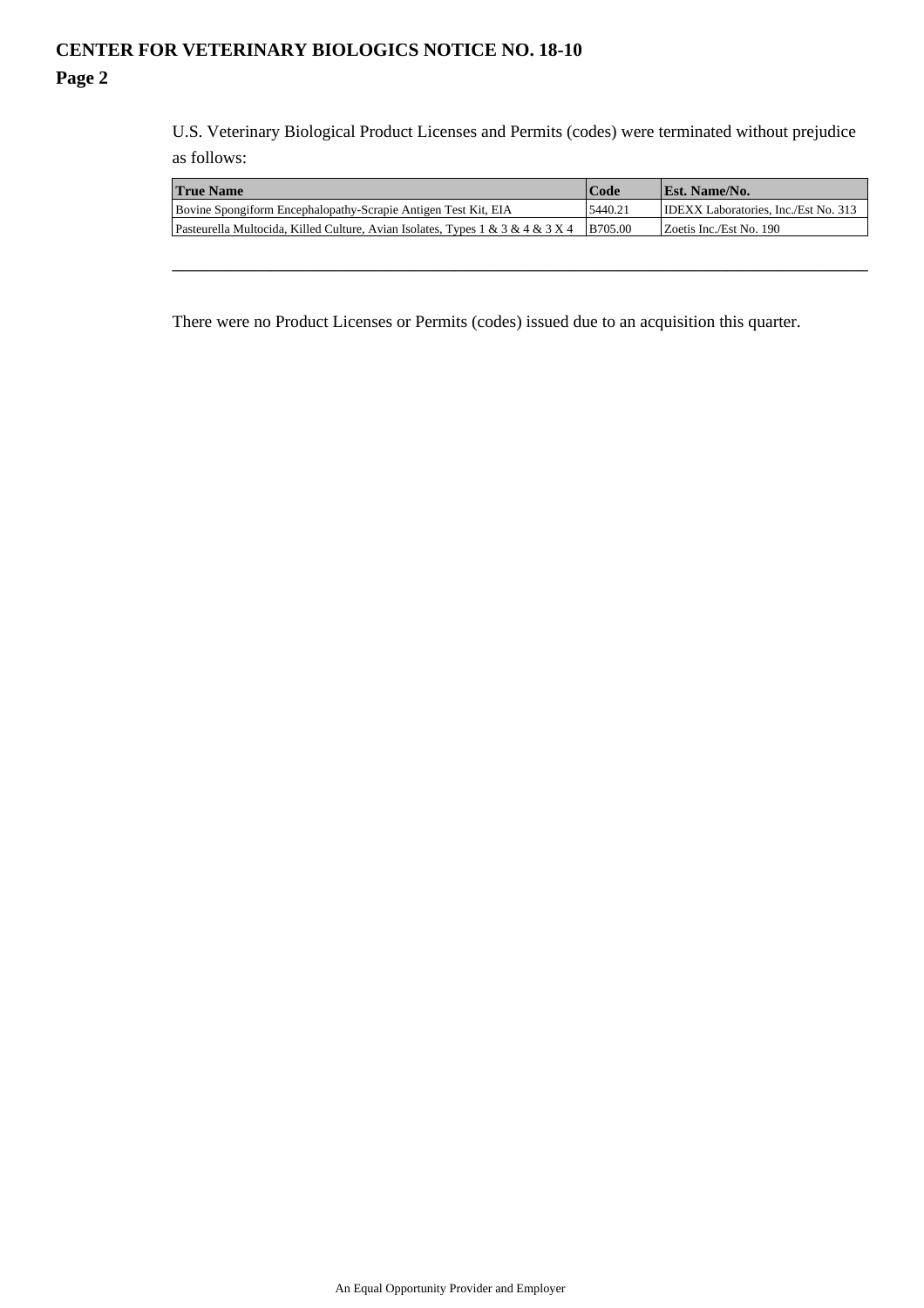U.S. Veterinary Biological Product Licenses and Permits (codes) were terminated without prejudice as follows:

| True Name | Code | Est. Name/No. |
| --- | --- | --- |
| Bovine Spongiform Encephalopathy-Scrapie Antigen Test Kit, EIA | 5440.21 | IDEXX Laboratories, Inc./Est No. 313 |
| Pasteurella Multocida, Killed Culture, Avian Isolates, Types 1 & 3 & 4 & 3 X 4 | B705.00 | Zoetis Inc./Est No. 190 |

---

There were no Product Licenses or Permits (codes) issued due to an acquisition this quarter.